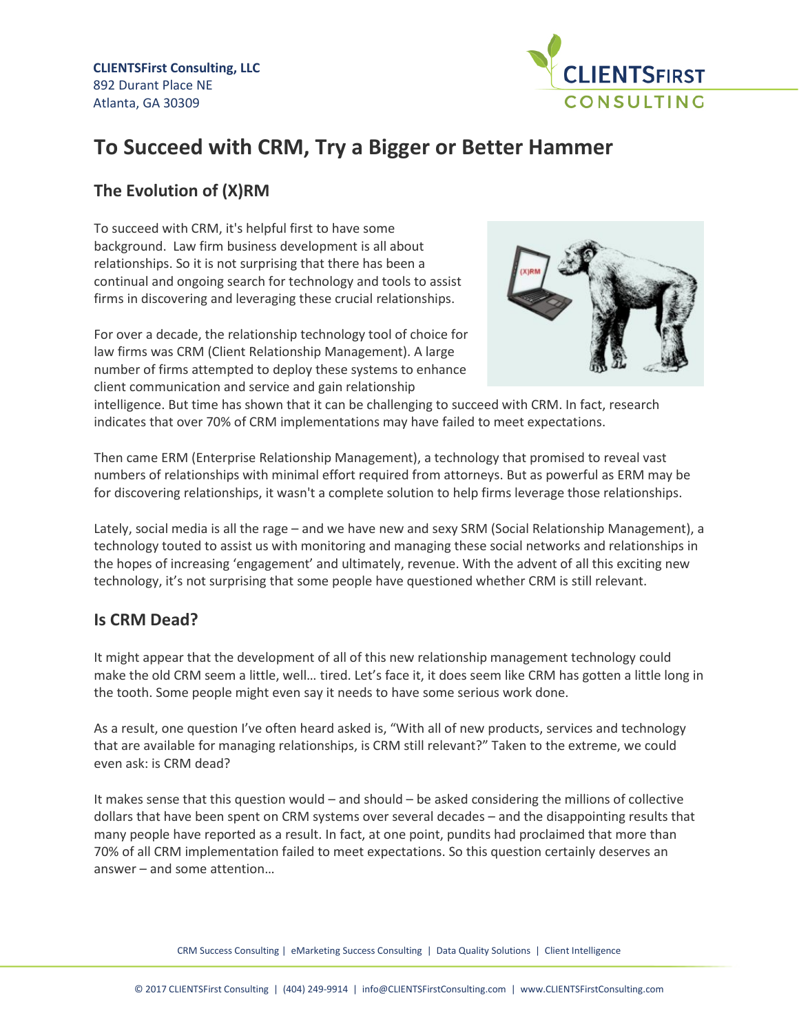**CLIENTSFirst Consulting, LLC**
892 Durant Place NE
Atlanta, GA 30309

# To Succeed with CRM, Try a Bigger or Better Hammer

## The Evolution of (X)RM

To succeed with CRM, it's helpful first to have some background. Law firm business development is all about relationships. So it is not surprising that there has been a continual and ongoing search for technology and tools to assist firms in discovering and leveraging these crucial relationships.

For over a decade, the relationship technology tool of choice for law firms was CRM (Client Relationship Management). A large number of firms attempted to deploy these systems to enhance client communication and service and gain relationship intelligence. But time has shown that it can be challenging to succeed with CRM. In fact, research indicates that over 70% of CRM implementations may have failed to meet expectations.

Then came ERM (Enterprise Relationship Management), a technology that promised to reveal vast numbers of relationships with minimal effort required from attorneys. But as powerful as ERM may be for discovering relationships, it wasn't a complete solution to help firms leverage those relationships.

Lately, social media is all the rage – and we have new and sexy SRM (Social Relationship Management), a technology touted to assist us with monitoring and managing these social networks and relationships in the hopes of increasing 'engagement' and ultimately, revenue. With the advent of all this exciting new technology, it's not surprising that some people have questioned whether CRM is still relevant.

## Is CRM Dead?

It might appear that the development of all of this new relationship management technology could make the old CRM seem a little, well… tired. Let's face it, it does seem like CRM has gotten a little long in the tooth. Some people might even say it needs to have some serious work done.

As a result, one question I've often heard asked is, "With all of new products, services and technology that are available for managing relationships, is CRM still relevant?" Taken to the extreme, we could even ask: is CRM dead?

It makes sense that this question would – and should – be asked considering the millions of collective dollars that have been spent on CRM systems over several decades – and the disappointing results that many people have reported as a result. In fact, at one point, pundits had proclaimed that more than 70% of all CRM implementation failed to meet expectations. So this question certainly deserves an answer – and some attention…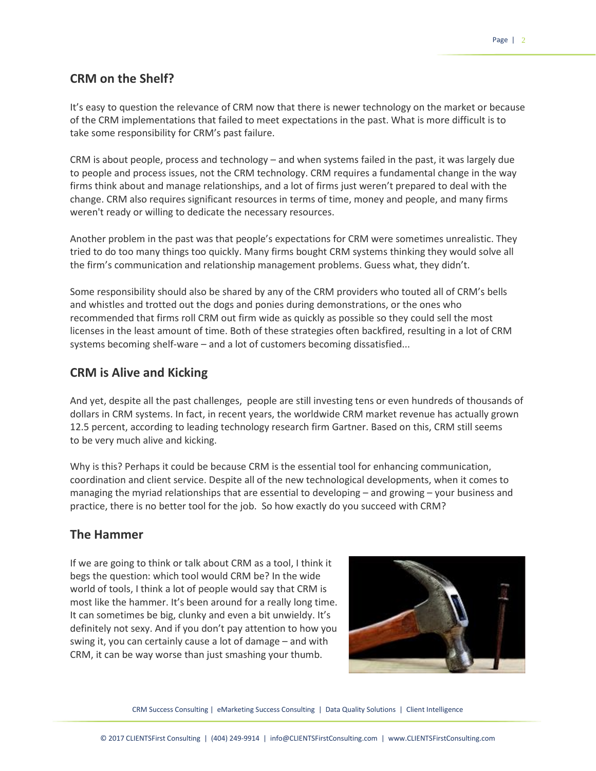## CRM on the Shelf?

It's easy to question the relevance of CRM now that there is newer technology on the market or because of the CRM implementations that failed to meet expectations in the past. What is more difficult is to take some responsibility for CRM's past failure.

CRM is about people, process and technology – and when systems failed in the past, it was largely due to people and process issues, not the CRM technology. CRM requires a fundamental change in the way firms think about and manage relationships, and a lot of firms just weren't prepared to deal with the change. CRM also requires significant resources in terms of time, money and people, and many firms weren't ready or willing to dedicate the necessary resources.

Another problem in the past was that people's expectations for CRM were sometimes unrealistic. They tried to do too many things too quickly. Many firms bought CRM systems thinking they would solve all the firm's communication and relationship management problems. Guess what, they didn't.

Some responsibility should also be shared by any of the CRM providers who touted all of CRM's bells and whistles and trotted out the dogs and ponies during demonstrations, or the ones who recommended that firms roll CRM out firm wide as quickly as possible so they could sell the most licenses in the least amount of time. Both of these strategies often backfired, resulting in a lot of CRM systems becoming shelf-ware – and a lot of customers becoming dissatisfied...

## CRM is Alive and Kicking

And yet, despite all the past challenges, people are still investing tens or even hundreds of thousands of dollars in CRM systems. In fact, in recent years, the worldwide CRM market revenue has actually grown 12.5 percent, according to leading technology research firm Gartner. Based on this, CRM still seems to be very much alive and kicking.

Why is this? Perhaps it could be because CRM is the essential tool for enhancing communication, coordination and client service. Despite all of the new technological developments, when it comes to managing the myriad relationships that are essential to developing – and growing – your business and practice, there is no better tool for the job. So how exactly do you succeed with CRM?

## The Hammer

If we are going to think or talk about CRM as a tool, I think it begs the question: which tool would CRM be? In the wide world of tools, I think a lot of people would say that CRM is most like the hammer. It's been around for a really long time. It can sometimes be big, clunky and even a bit unwieldy. It's definitely not sexy. And if you don't pay attention to how you swing it, you can certainly cause a lot of damage – and with CRM, it can be way worse than just smashing your thumb.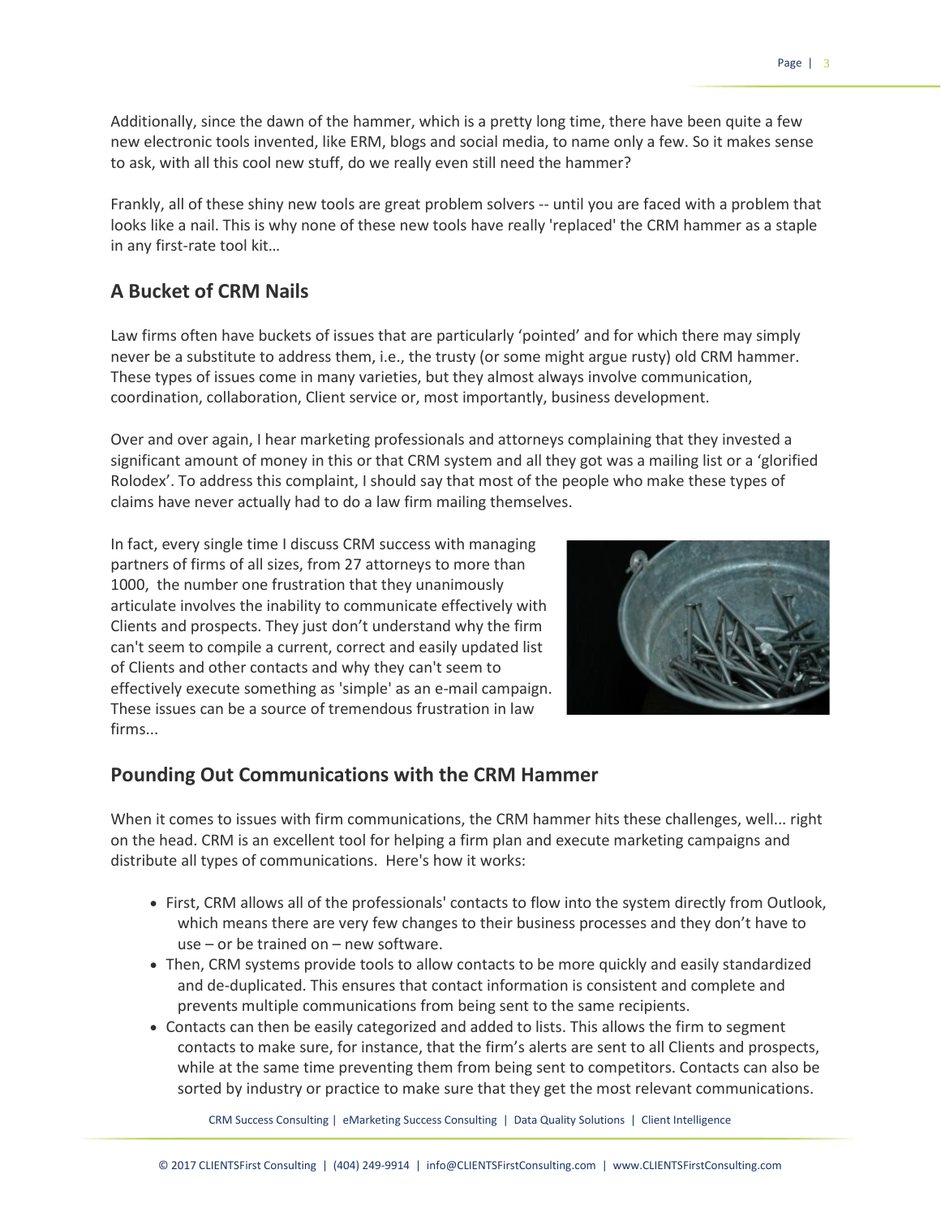Additionally, since the dawn of the hammer, which is a pretty long time, there have been quite a few new electronic tools invented, like ERM, blogs and social media, to name only a few. So it makes sense to ask, with all this cool new stuff, do we really even still need the hammer?

Frankly, all of these shiny new tools are great problem solvers -- until you are faced with a problem that looks like a nail. This is why none of these new tools have really 'replaced' the CRM hammer as a staple in any first-rate tool kit…

## A Bucket of CRM Nails

Law firms often have buckets of issues that are particularly 'pointed' and for which there may simply never be a substitute to address them, i.e., the trusty (or some might argue rusty) old CRM hammer. These types of issues come in many varieties, but they almost always involve communication, coordination, collaboration, Client service or, most importantly, business development.

Over and over again, I hear marketing professionals and attorneys complaining that they invested a significant amount of money in this or that CRM system and all they got was a mailing list or a 'glorified Rolodex'. To address this complaint, I should say that most of the people who make these types of claims have never actually had to do a law firm mailing themselves.

In fact, every single time I discuss CRM success with managing partners of firms of all sizes, from 27 attorneys to more than 1000, the number one frustration that they unanimously articulate involves the inability to communicate effectively with Clients and prospects. They just don't understand why the firm can't seem to compile a current, correct and easily updated list of Clients and other contacts and why they can't seem to effectively execute something as 'simple' as an e-mail campaign. These issues can be a source of tremendous frustration in law firms...

## Pounding Out Communications with the CRM Hammer

When it comes to issues with firm communications, the CRM hammer hits these challenges, well... right on the head. CRM is an excellent tool for helping a firm plan and execute marketing campaigns and distribute all types of communications. Here's how it works:

- First, CRM allows all of the professionals' contacts to flow into the system directly from Outlook, which means there are very few changes to their business processes and they don't have to use – or be trained on – new software.
- Then, CRM systems provide tools to allow contacts to be more quickly and easily standardized and de-duplicated. This ensures that contact information is consistent and complete and prevents multiple communications from being sent to the same recipients.
- Contacts can then be easily categorized and added to lists. This allows the firm to segment contacts to make sure, for instance, that the firm's alerts are sent to all Clients and prospects, while at the same time preventing them from being sent to competitors. Contacts can also be sorted by industry or practice to make sure that they get the most relevant communications.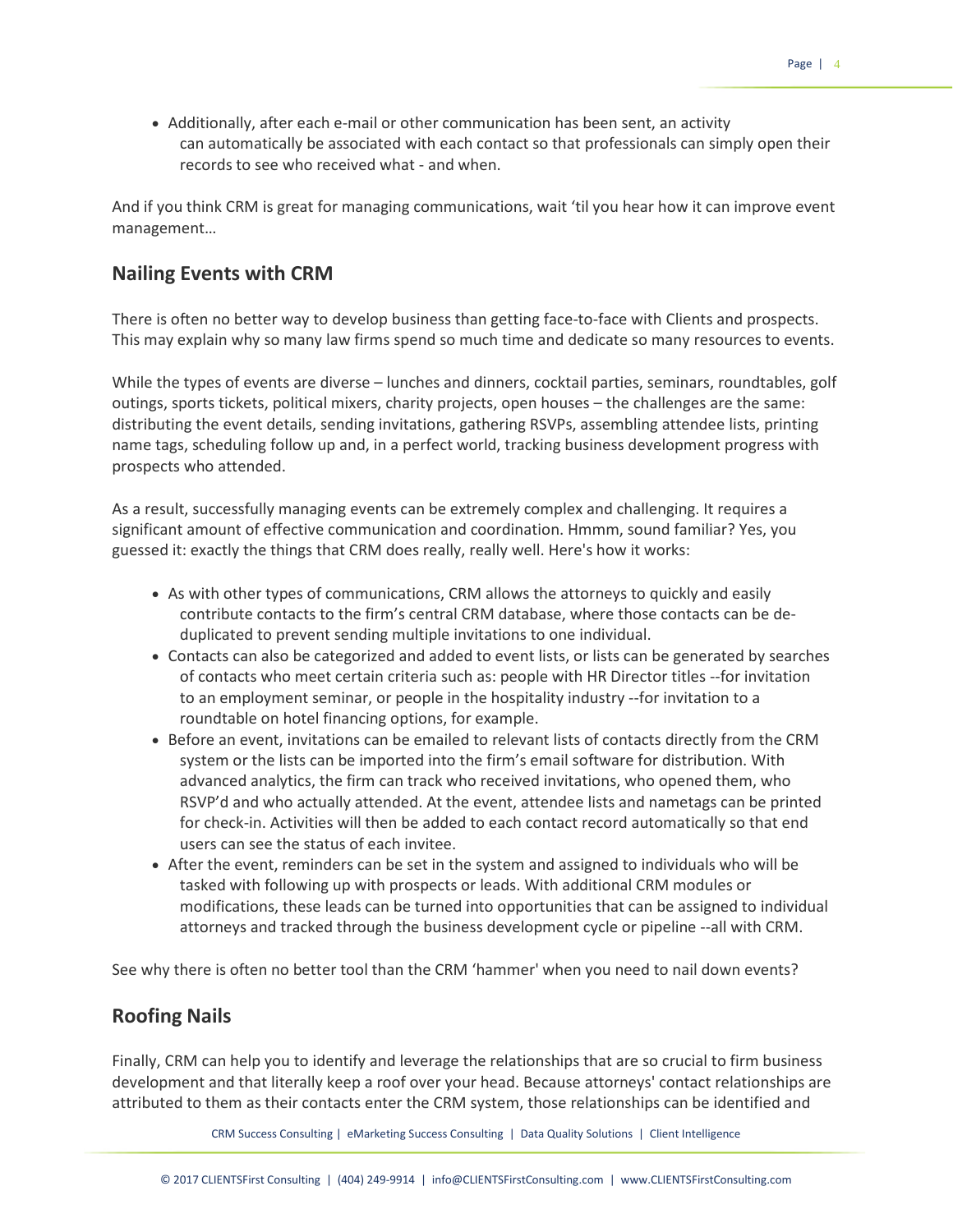- Additionally, after each e-mail or other communication has been sent, an activity can automatically be associated with each contact so that professionals can simply open their records to see who received what - and when.

And if you think CRM is great for managing communications, wait 'til you hear how it can improve event management…

## Nailing Events with CRM

There is often no better way to develop business than getting face-to-face with Clients and prospects. This may explain why so many law firms spend so much time and dedicate so many resources to events.

While the types of events are diverse – lunches and dinners, cocktail parties, seminars, roundtables, golf outings, sports tickets, political mixers, charity projects, open houses – the challenges are the same: distributing the event details, sending invitations, gathering RSVPs, assembling attendee lists, printing name tags, scheduling follow up and, in a perfect world, tracking business development progress with prospects who attended.

As a result, successfully managing events can be extremely complex and challenging. It requires a significant amount of effective communication and coordination. Hmmm, sound familiar? Yes, you guessed it: exactly the things that CRM does really, really well. Here's how it works:

- As with other types of communications, CRM allows the attorneys to quickly and easily contribute contacts to the firm's central CRM database, where those contacts can be de-duplicated to prevent sending multiple invitations to one individual.
- Contacts can also be categorized and added to event lists, or lists can be generated by searches of contacts who meet certain criteria such as: people with HR Director titles --for invitation to an employment seminar, or people in the hospitality industry --for invitation to a roundtable on hotel financing options, for example.
- Before an event, invitations can be emailed to relevant lists of contacts directly from the CRM system or the lists can be imported into the firm's email software for distribution. With advanced analytics, the firm can track who received invitations, who opened them, who RSVP'd and who actually attended. At the event, attendee lists and nametags can be printed for check-in. Activities will then be added to each contact record automatically so that end users can see the status of each invitee.
- After the event, reminders can be set in the system and assigned to individuals who will be tasked with following up with prospects or leads. With additional CRM modules or modifications, these leads can be turned into opportunities that can be assigned to individual attorneys and tracked through the business development cycle or pipeline --all with CRM.

See why there is often no better tool than the CRM 'hammer' when you need to nail down events?

## Roofing Nails

Finally, CRM can help you to identify and leverage the relationships that are so crucial to firm business development and that literally keep a roof over your head. Because attorneys' contact relationships are attributed to them as their contacts enter the CRM system, those relationships can be identified and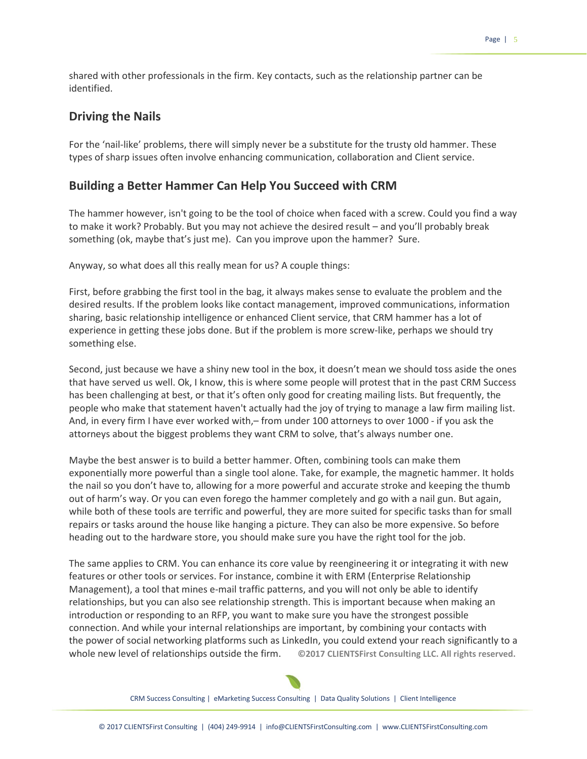shared with other professionals in the firm. Key contacts, such as the relationship partner can be identified.

## Driving the Nails

For the 'nail-like' problems, there will simply never be a substitute for the trusty old hammer. These types of sharp issues often involve enhancing communication, collaboration and Client service.

## Building a Better Hammer Can Help You Succeed with CRM

The hammer however, isn't going to be the tool of choice when faced with a screw. Could you find a way to make it work? Probably. But you may not achieve the desired result – and you'll probably break something (ok, maybe that's just me). Can you improve upon the hammer? Sure.

Anyway, so what does all this really mean for us? A couple things:

First, before grabbing the first tool in the bag, it always makes sense to evaluate the problem and the desired results. If the problem looks like contact management, improved communications, information sharing, basic relationship intelligence or enhanced Client service, that CRM hammer has a lot of experience in getting these jobs done. But if the problem is more screw-like, perhaps we should try something else.

Second, just because we have a shiny new tool in the box, it doesn't mean we should toss aside the ones that have served us well. Ok, I know, this is where some people will protest that in the past CRM Success has been challenging at best, or that it's often only good for creating mailing lists. But frequently, the people who make that statement haven't actually had the joy of trying to manage a law firm mailing list. And, in every firm I have ever worked with,– from under 100 attorneys to over 1000 - if you ask the attorneys about the biggest problems they want CRM to solve, that's always number one.

Maybe the best answer is to build a better hammer. Often, combining tools can make them exponentially more powerful than a single tool alone. Take, for example, the magnetic hammer. It holds the nail so you don't have to, allowing for a more powerful and accurate stroke and keeping the thumb out of harm's way. Or you can even forego the hammer completely and go with a nail gun. But again, while both of these tools are terrific and powerful, they are more suited for specific tasks than for small repairs or tasks around the house like hanging a picture. They can also be more expensive. So before heading out to the hardware store, you should make sure you have the right tool for the job.

The same applies to CRM. You can enhance its core value by reengineering it or integrating it with new features or other tools or services. For instance, combine it with ERM (Enterprise Relationship Management), a tool that mines e-mail traffic patterns, and you will not only be able to identify relationships, but you can also see relationship strength. This is important because when making an introduction or responding to an RFP, you want to make sure you have the strongest possible connection. And while your internal relationships are important, by combining your contacts with the power of social networking platforms such as LinkedIn, you could extend your reach significantly to a whole new level of relationships outside the firm. **©2017 CLIENTSFirst Consulting LLC. All rights reserved.**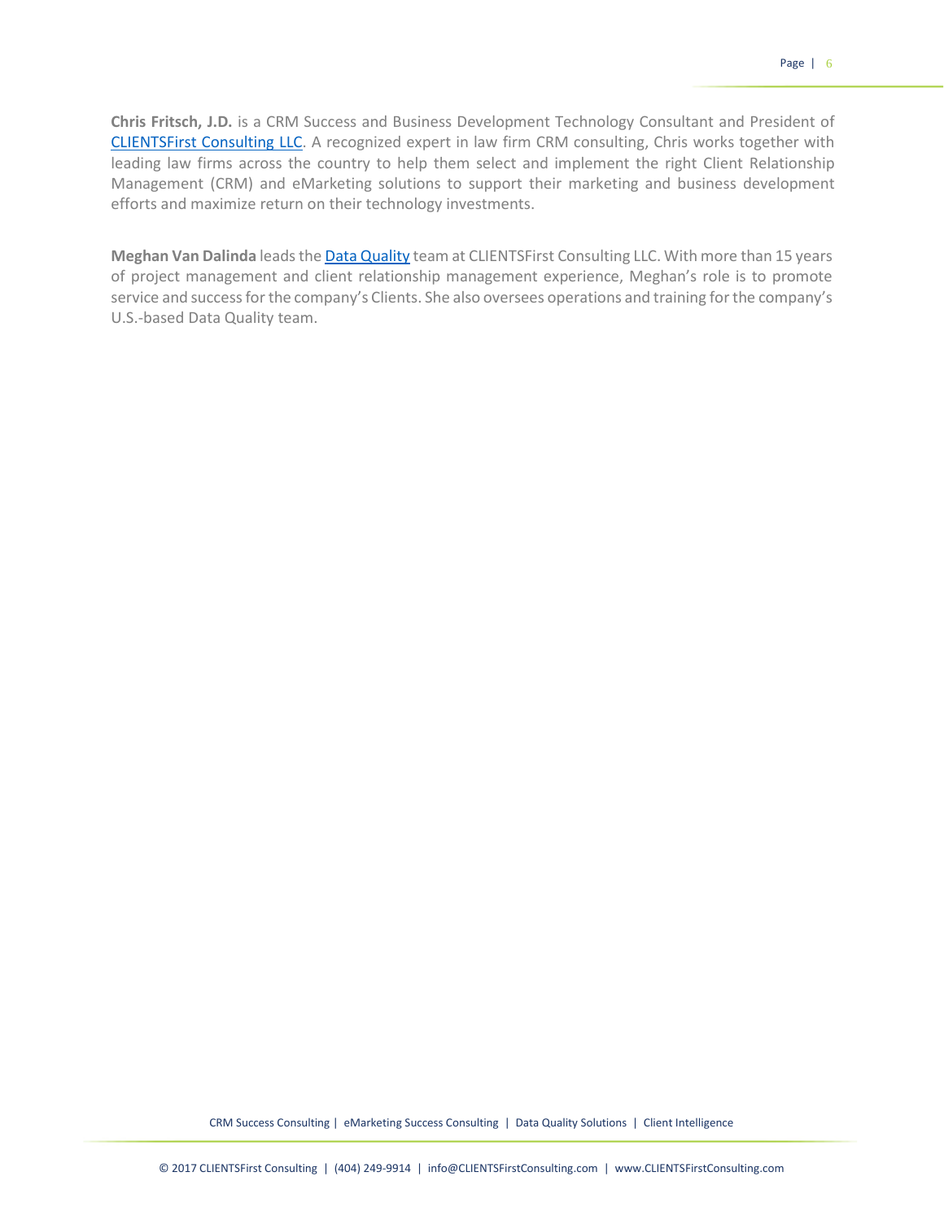**Chris Fritsch, J.D.** is a CRM Success and Business Development Technology Consultant and President of CLIENTSFirst Consulting LLC. A recognized expert in law firm CRM consulting, Chris works together with leading law firms across the country to help them select and implement the right Client Relationship Management (CRM) and eMarketing solutions to support their marketing and business development efforts and maximize return on their technology investments.

**Meghan Van Dalinda** leads the Data Quality team at CLIENTSFirst Consulting LLC. With more than 15 years of project management and client relationship management experience, Meghan's role is to promote service and success for the company's Clients. She also oversees operations and training for the company's U.S.-based Data Quality team.